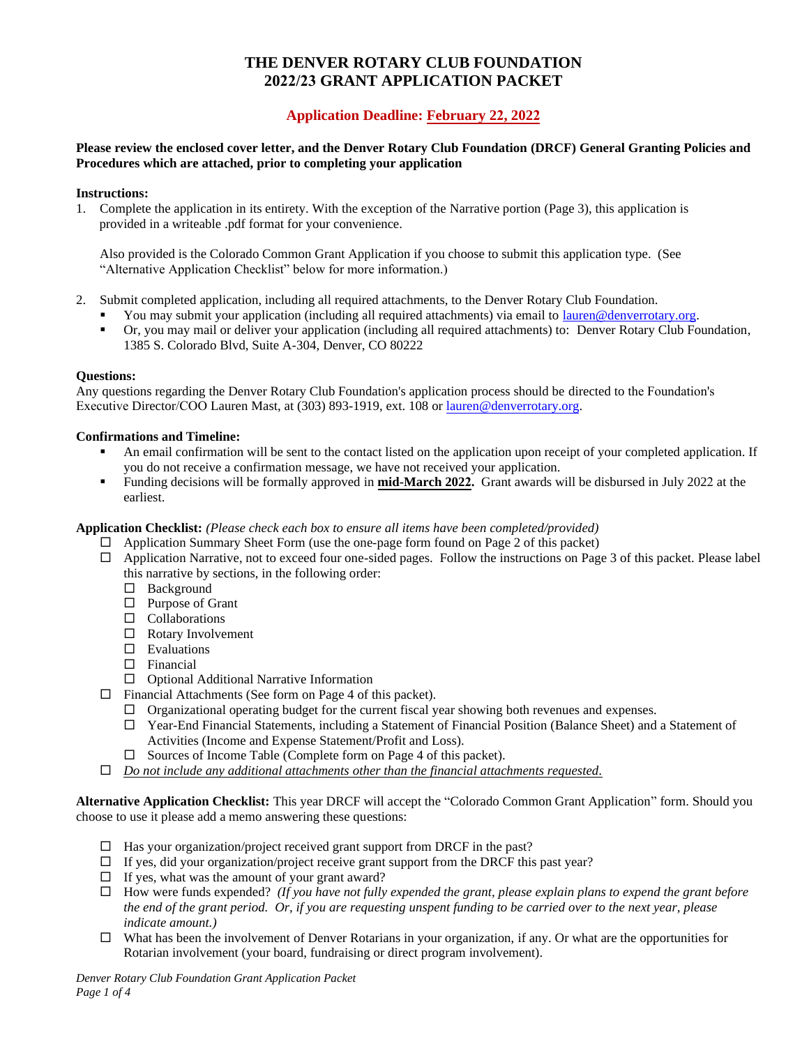# THE DENVER ROTARY CLUB FOUNDATION
# 2022/23 GRANT APPLICATION PACKET

## Application Deadline: February 22, 2022

**Please review the enclosed cover letter, and the Denver Rotary Club Foundation (DRCF) General Granting Policies and Procedures which are attached, prior to completing your application**

**Instructions:**

1. Complete the application in its entirety. With the exception of the Narrative portion (Page 3), this application is provided in a writeable .pdf format for your convenience.

   Also provided is the Colorado Common Grant Application if you choose to submit this application type. (See "Alternative Application Checklist" below for more information.)

2. Submit completed application, including all required attachments, to the Denver Rotary Club Foundation.
   - You may submit your application (including all required attachments) via email to lauren@denverrotary.org.
   - Or, you may mail or deliver your application (including all required attachments) to: Denver Rotary Club Foundation, 1385 S. Colorado Blvd, Suite A-304, Denver, CO 80222

**Questions:**

Any questions regarding the Denver Rotary Club Foundation's application process should be directed to the Foundation's Executive Director/COO Lauren Mast, at (303) 893-1919, ext. 108 or lauren@denverrotary.org.

**Confirmations and Timeline:**

- An email confirmation will be sent to the contact listed on the application upon receipt of your completed application. If you do not receive a confirmation message, we have not received your application.
- Funding decisions will be formally approved in **mid-March 2022.** Grant awards will be disbursed in July 2022 at the earliest.

**Application Checklist:** *(Please check each box to ensure all items have been completed/provided)*

- ☐ Application Summary Sheet Form (use the one-page form found on Page 2 of this packet)
- ☐ Application Narrative, not to exceed four one-sided pages. Follow the instructions on Page 3 of this packet. Please label this narrative by sections, in the following order:
  - ☐ Background
  - ☐ Purpose of Grant
  - ☐ Collaborations
  - ☐ Rotary Involvement
  - ☐ Evaluations
  - ☐ Financial
  - ☐ Optional Additional Narrative Information
- ☐ Financial Attachments (See form on Page 4 of this packet).
  - ☐ Organizational operating budget for the current fiscal year showing both revenues and expenses.
  - ☐ Year-End Financial Statements, including a Statement of Financial Position (Balance Sheet) and a Statement of Activities (Income and Expense Statement/Profit and Loss).
  - ☐ Sources of Income Table (Complete form on Page 4 of this packet).
- ☐ *Do not include any additional attachments other than the financial attachments requested.*

**Alternative Application Checklist:** This year DRCF will accept the "Colorado Common Grant Application" form. Should you choose to use it please add a memo answering these questions:

- ☐ Has your organization/project received grant support from DRCF in the past?
- ☐ If yes, did your organization/project receive grant support from the DRCF this past year?
- ☐ If yes, what was the amount of your grant award?
- ☐ How were funds expended? *(If you have not fully expended the grant, please explain plans to expend the grant before the end of the grant period. Or, if you are requesting unspent funding to be carried over to the next year, please indicate amount.)*
- ☐ What has been the involvement of Denver Rotarians in your organization, if any. Or what are the opportunities for Rotarian involvement (your board, fundraising or direct program involvement).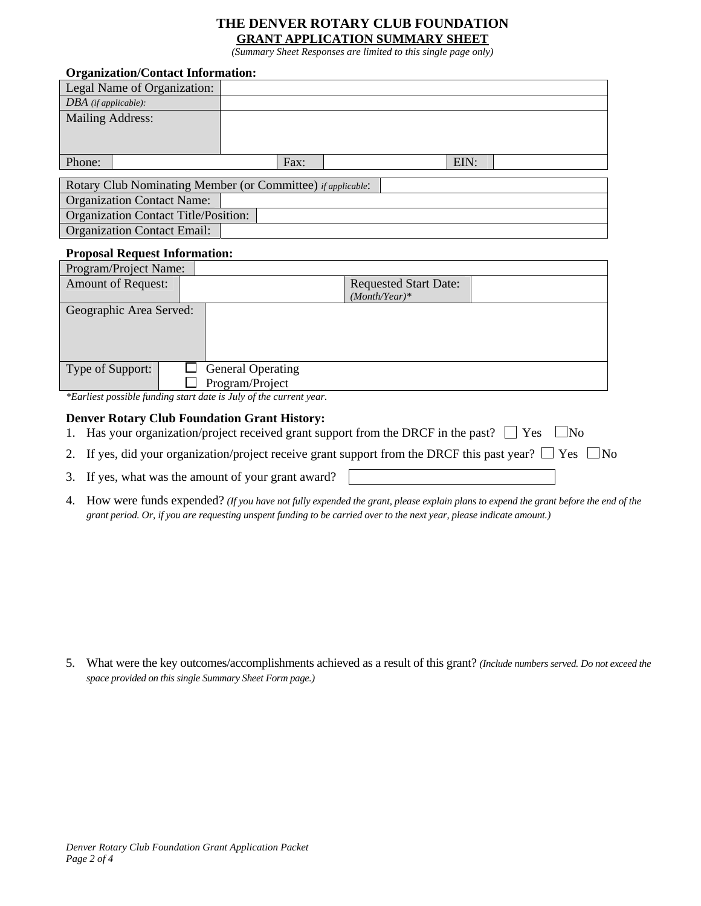# THE DENVER ROTARY CLUB FOUNDATION

## GRANT APPLICATION SUMMARY SHEET

*(Summary Sheet Responses are limited to this single page only)*

**Organization/Contact Information:**

| | | | | | |
|---|---|---|---|---|---|
| Legal Name of Organization: | | | | | |
| *DBA (if applicable):* | | | | | |
| Mailing Address: | | | | | |
| Phone: | | Fax: | | EIN: | |

| | |
|---|---|
| Rotary Club Nominating Member (or Committee) *if applicable*: | |
| Organization Contact Name: | |
| Organization Contact Title/Position: | |
| Organization Contact Email: | |

**Proposal Request Information:**

| | | | |
|---|---|---|---|
| Program/Project Name: | | | |
| Amount of Request: | | Requested Start Date: *(Month/Year)\** | |
| Geographic Area Served: | | | |
| Type of Support: | ☐ General Operating<br>☐ Program/Project | | |

*\*Earliest possible funding start date is July of the current year.*

**Denver Rotary Club Foundation Grant History:**

1. Has your organization/project received grant support from the DRCF in the past? ☐ Yes ☐ No
2. If yes, did your organization/project receive grant support from the DRCF this past year? ☐ Yes ☐ No
3. If yes, what was the amount of your grant award?
4. How were funds expended? *(If you have not fully expended the grant, please explain plans to expend the grant before the end of the grant period. Or, if you are requesting unspent funding to be carried over to the next year, please indicate amount.)*
5. What were the key outcomes/accomplishments achieved as a result of this grant? *(Include numbers served. Do not exceed the space provided on this single Summary Sheet Form page.)*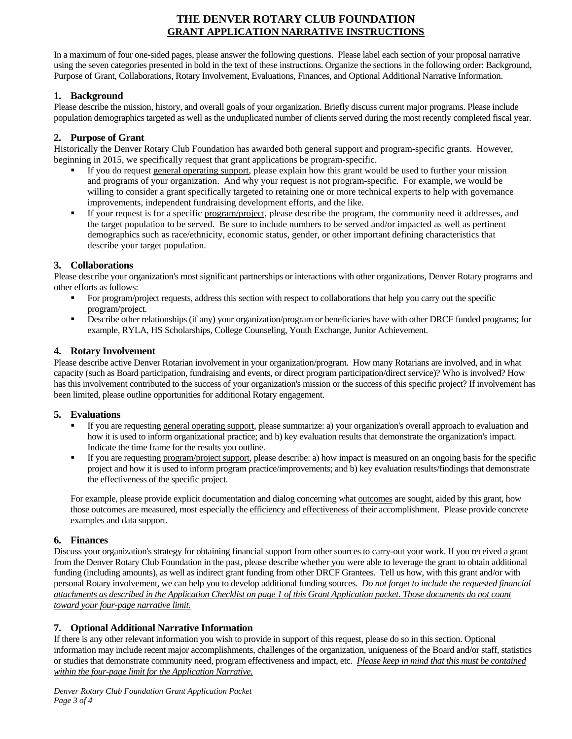# THE DENVER ROTARY CLUB FOUNDATION
## GRANT APPLICATION NARRATIVE INSTRUCTIONS

In a maximum of four one-sided pages, please answer the following questions. Please label each section of your proposal narrative using the seven categories presented in bold in the text of these instructions. Organize the sections in the following order: Background, Purpose of Grant, Collaborations, Rotary Involvement, Evaluations, Finances, and Optional Additional Narrative Information.

### 1. Background

Please describe the mission, history, and overall goals of your organization. Briefly discuss current major programs. Please include population demographics targeted as well as the unduplicated number of clients served during the most recently completed fiscal year.

### 2. Purpose of Grant

Historically the Denver Rotary Club Foundation has awarded both general support and program-specific grants. However, beginning in 2015, we specifically request that grant applications be program-specific.

- If you do request general operating support, please explain how this grant would be used to further your mission and programs of your organization. And why your request is not program-specific. For example, we would be willing to consider a grant specifically targeted to retaining one or more technical experts to help with governance improvements, independent fundraising development efforts, and the like.
- If your request is for a specific program/project, please describe the program, the community need it addresses, and the target population to be served. Be sure to include numbers to be served and/or impacted as well as pertinent demographics such as race/ethnicity, economic status, gender, or other important defining characteristics that describe your target population.

### 3. Collaborations

Please describe your organization's most significant partnerships or interactions with other organizations, Denver Rotary programs and other efforts as follows:

- For program/project requests, address this section with respect to collaborations that help you carry out the specific program/project.
- Describe other relationships (if any) your organization/program or beneficiaries have with other DRCF funded programs; for example, RYLA, HS Scholarships, College Counseling, Youth Exchange, Junior Achievement.

### 4. Rotary Involvement

Please describe active Denver Rotarian involvement in your organization/program. How many Rotarians are involved, and in what capacity (such as Board participation, fundraising and events, or direct program participation/direct service)? Who is involved? How has this involvement contributed to the success of your organization's mission or the success of this specific project? If involvement has been limited, please outline opportunities for additional Rotary engagement.

### 5. Evaluations

- If you are requesting general operating support, please summarize: a) your organization's overall approach to evaluation and how it is used to inform organizational practice; and b) key evaluation results that demonstrate the organization's impact. Indicate the time frame for the results you outline.
- If you are requesting program/project support, please describe: a) how impact is measured on an ongoing basis for the specific project and how it is used to inform program practice/improvements; and b) key evaluation results/findings that demonstrate the effectiveness of the specific project.

For example, please provide explicit documentation and dialog concerning what outcomes are sought, aided by this grant, how those outcomes are measured, most especially the efficiency and effectiveness of their accomplishment. Please provide concrete examples and data support.

### 6. Finances

Discuss your organization's strategy for obtaining financial support from other sources to carry-out your work. If you received a grant from the Denver Rotary Club Foundation in the past, please describe whether you were able to leverage the grant to obtain additional funding (including amounts), as well as indirect grant funding from other DRCF Grantees. Tell us how, with this grant and/or with personal Rotary involvement, we can help you to develop additional funding sources. *Do not forget to include the requested financial attachments as described in the Application Checklist on page 1 of this Grant Application packet. Those documents do not count toward your four-page narrative limit.*

### 7. Optional Additional Narrative Information

If there is any other relevant information you wish to provide in support of this request, please do so in this section. Optional information may include recent major accomplishments, challenges of the organization, uniqueness of the Board and/or staff, statistics or studies that demonstrate community need, program effectiveness and impact, etc. *Please keep in mind that this must be contained within the four-page limit for the Application Narrative.*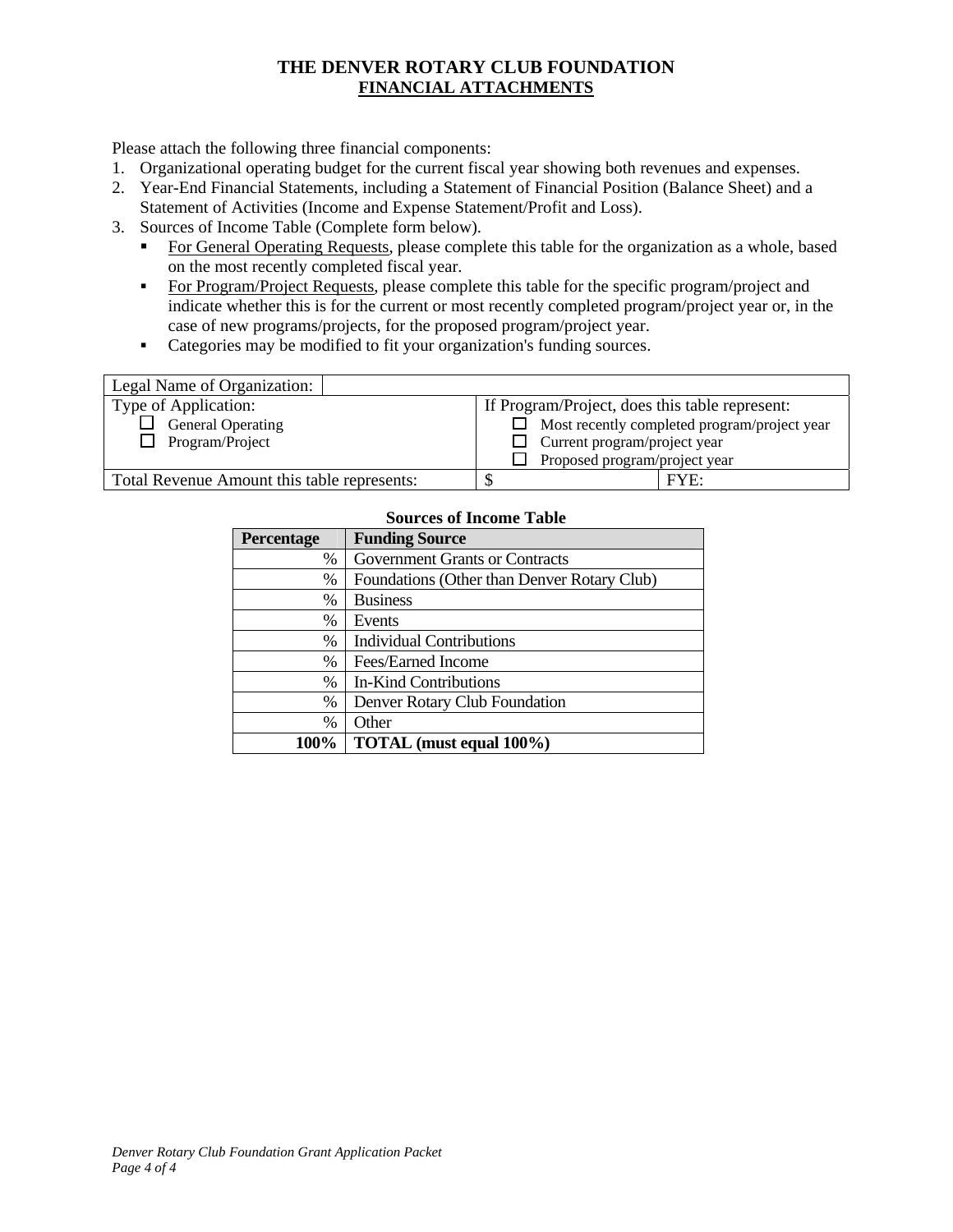# THE DENVER ROTARY CLUB FOUNDATION

## FINANCIAL ATTACHMENTS

Please attach the following three financial components:

1. Organizational operating budget for the current fiscal year showing both revenues and expenses.
2. Year-End Financial Statements, including a Statement of Financial Position (Balance Sheet) and a Statement of Activities (Income and Expense Statement/Profit and Loss).
3. Sources of Income Table (Complete form below).
   - For General Operating Requests, please complete this table for the organization as a whole, based on the most recently completed fiscal year.
   - For Program/Project Requests, please complete this table for the specific program/project and indicate whether this is for the current or most recently completed program/project year or, in the case of new programs/projects, for the proposed program/project year.
   - Categories may be modified to fit your organization's funding sources.

| | | |
|---|---|---|
| Legal Name of Organization: | | |
| Type of Application:<br>☐ General Operating<br>☐ Program/Project | If Program/Project, does this table represent:<br>☐ Most recently completed program/project year<br>☐ Current program/project year<br>☐ Proposed program/project year | |
| Total Revenue Amount this table represents: | $ | FYE: |

**Sources of Income Table**

| Percentage | Funding Source |
|---|---|
| % | Government Grants or Contracts |
| % | Foundations (Other than Denver Rotary Club) |
| % | Business |
| % | Events |
| % | Individual Contributions |
| % | Fees/Earned Income |
| % | In-Kind Contributions |
| % | Denver Rotary Club Foundation |
| % | Other |
| **100%** | **TOTAL (must equal 100%)** |